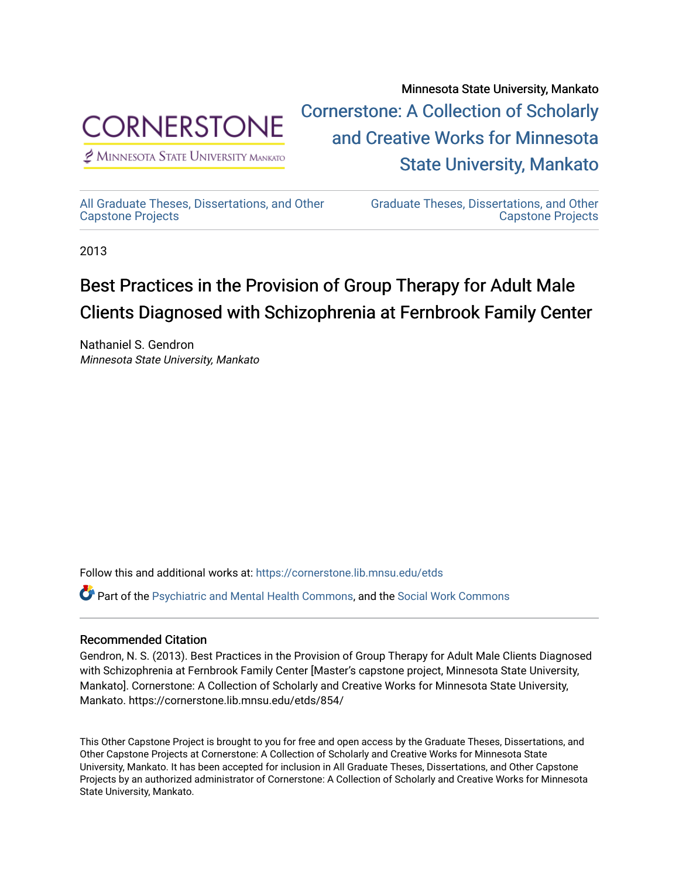Minnesota State University, Mankato

Cornerstone: A Collection of Scholarly and Creative Works for Minnesota State University, Mankato

All Graduate Theses, Dissertations, and Other Capstone Projects

Graduate Theses, Dissertations, and Other Capstone Projects

2013

# Best Practices in the Provision of Group Therapy for Adult Male Clients Diagnosed with Schizophrenia at Fernbrook Family Center

Nathaniel S. Gendron
*Minnesota State University, Mankato*

Follow this and additional works at: https://cornerstone.lib.mnsu.edu/etds

Part of the Psychiatric and Mental Health Commons, and the Social Work Commons

### Recommended Citation

Gendron, N. S. (2013). Best Practices in the Provision of Group Therapy for Adult Male Clients Diagnosed with Schizophrenia at Fernbrook Family Center [Master's capstone project, Minnesota State University, Mankato]. Cornerstone: A Collection of Scholarly and Creative Works for Minnesota State University, Mankato. https://cornerstone.lib.mnsu.edu/etds/854/

This Other Capstone Project is brought to you for free and open access by the Graduate Theses, Dissertations, and Other Capstone Projects at Cornerstone: A Collection of Scholarly and Creative Works for Minnesota State University, Mankato. It has been accepted for inclusion in All Graduate Theses, Dissertations, and Other Capstone Projects by an authorized administrator of Cornerstone: A Collection of Scholarly and Creative Works for Minnesota State University, Mankato.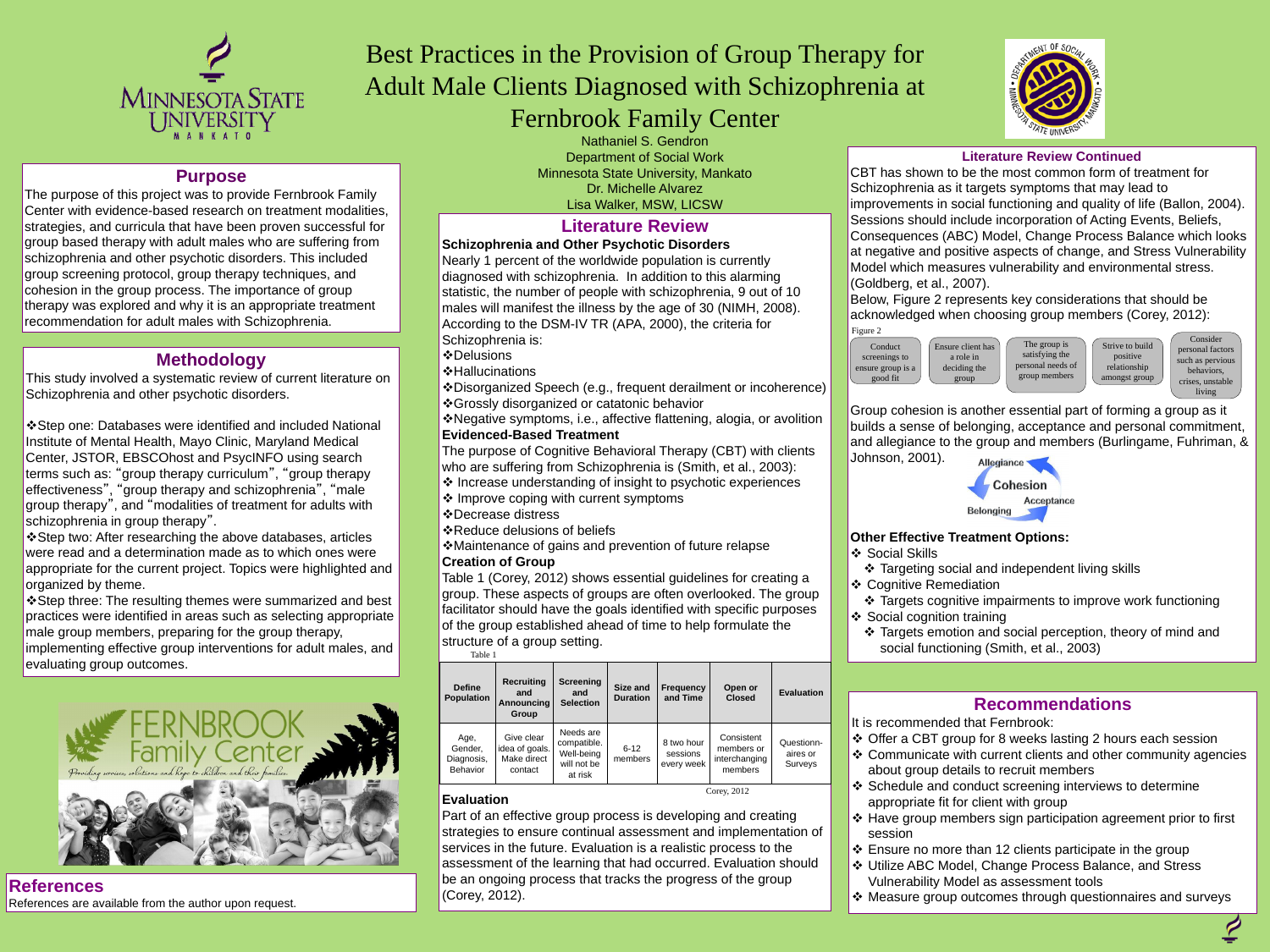# Best Practices in the Provision of Group Therapy for Adult Male Clients Diagnosed with Schizophrenia at Fernbrook Family Center

Nathaniel S. Gendron
Department of Social Work
Minnesota State University, Mankato
Dr. Michelle Alvarez
Lisa Walker, MSW, LICSW

## Purpose

The purpose of this project was to provide Fernbrook Family Center with evidence-based research on treatment modalities, strategies, and curricula that have been proven successful for group based therapy with adult males who are suffering from schizophrenia and other psychotic disorders. This included group screening protocol, group therapy techniques, and cohesion in the group process. The importance of group therapy was explored and why it is an appropriate treatment recommendation for adult males with Schizophrenia.

## Methodology

This study involved a systematic review of current literature on Schizophrenia and other psychotic disorders.

❖Step one: Databases were identified and included National Institute of Mental Health, Mayo Clinic, Maryland Medical Center, JSTOR, EBSCOhost and PsycINFO using search terms such as: "group therapy curriculum", "group therapy effectiveness", "group therapy and schizophrenia", "male group therapy", and "modalities of treatment for adults with schizophrenia in group therapy".

❖Step two: After researching the above databases, articles were read and a determination made as to which ones were appropriate for the current project. Topics were highlighted and organized by theme.

❖Step three: The resulting themes were summarized and best practices were identified in areas such as selecting appropriate male group members, preparing for the group therapy, implementing effective group interventions for adult males, and evaluating group outcomes.

FERNBROOK Family Center
Providing services, solutions and hope to children and their families.

## References

References are available from the author upon request.

## Literature Review

**Schizophrenia and Other Psychotic Disorders**

Nearly 1 percent of the worldwide population is currently diagnosed with schizophrenia. In addition to this alarming statistic, the number of people with schizophrenia, 9 out of 10 males will manifest the illness by the age of 30 (NIMH, 2008). According to the DSM-IV TR (APA, 2000), the criteria for Schizophrenia is:

❖Delusions
❖Hallucinations
❖Disorganized Speech (e.g., frequent derailment or incoherence)
❖Grossly disorganized or catatonic behavior
❖Negative symptoms, i.e., affective flattening, alogia, or avolition

**Evidenced-Based Treatment**

The purpose of Cognitive Behavioral Therapy (CBT) with clients who are suffering from Schizophrenia is (Smith, et al., 2003):

❖ Increase understanding of insight to psychotic experiences
❖ Improve coping with current symptoms
❖Decrease distress
❖Reduce delusions of beliefs
❖Maintenance of gains and prevention of future relapse

**Creation of Group**

Table 1 (Corey, 2012) shows essential guidelines for creating a group. These aspects of groups are often overlooked. The group facilitator should have the goals identified with specific purposes of the group established ahead of time to help formulate the structure of a group setting.

Table 1

| Define Population | Recruiting and Announcing Group | Screening and Selection | Size and Duration | Frequency and Time | Open or Closed | Evaluation |
|---|---|---|---|---|---|---|
| Age, Gender, Diagnosis, Behavior | Give clear idea of goals. Make direct contact | Needs are compatible. Well-being will not be at risk | 6-12 members | 8 two hour sessions every week | Consistent members or interchanging members | Questionnaires or Surveys |

Corey, 2012

**Evaluation**

Part of an effective group process is developing and creating strategies to ensure continual assessment and implementation of services in the future. Evaluation is a realistic process to the assessment of the learning that had occurred. Evaluation should be an ongoing process that tracks the progress of the group (Corey, 2012).

**Literature Review Continued**

CBT has shown to be the most common form of treatment for Schizophrenia as it targets symptoms that may lead to improvements in social functioning and quality of life (Ballon, 2004). Sessions should include incorporation of Acting Events, Beliefs, Consequences (ABC) Model, Change Process Balance which looks at negative and positive aspects of change, and Stress Vulnerability Model which measures vulnerability and environmental stress. (Goldberg, et al., 2007).

Below, Figure 2 represents key considerations that should be acknowledged when choosing group members (Corey, 2012):

Figure 2

Conduct screenings to ensure group is a good fit
Ensure client has a role in deciding the group
The group is satisfying the personal needs of group members
Strive to build positive relationship amongst group
Consider personal factors such as pervious behaviors, crises, unstable living

Group cohesion is another essential part of forming a group as it builds a sense of belonging, acceptance and personal commitment, and allegiance to the group and members (Burlingame, Fuhriman, & Johnson, 2001).

Allegiance
Cohesion
Acceptance
Belonging

**Other Effective Treatment Options:**

❖ Social Skills
  ❖ Targeting social and independent living skills
❖ Cognitive Remediation
  ❖ Targets cognitive impairments to improve work functioning
❖ Social cognition training
  ❖ Targets emotion and social perception, theory of mind and social functioning (Smith, et al., 2003)

## Recommendations

It is recommended that Fernbrook:

❖ Offer a CBT group for 8 weeks lasting 2 hours each session
❖ Communicate with current clients and other community agencies about group details to recruit members
❖ Schedule and conduct screening interviews to determine appropriate fit for client with group
❖ Have group members sign participation agreement prior to first session
❖ Ensure no more than 12 clients participate in the group
❖ Utilize ABC Model, Change Process Balance, and Stress Vulnerability Model as assessment tools
❖ Measure group outcomes through questionnaires and surveys